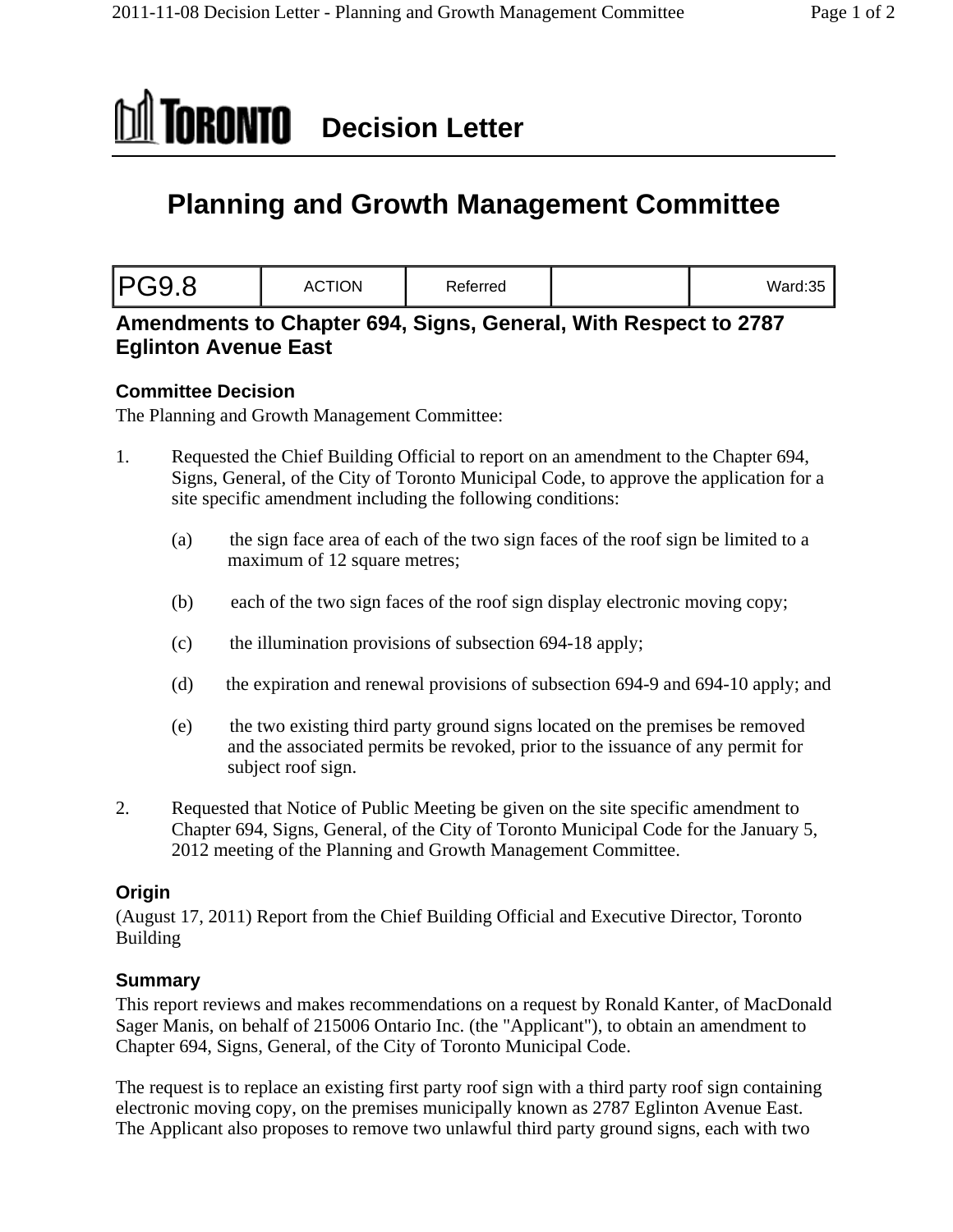# TORONTO Decision Letter

## Planning and Growth Management Committee

| PG9.8 | ACTION | Referred | | Ward:35 |
|---|---|---|---|---|

### Amendments to Chapter 694, Signs, General, With Respect to 2787 Eglinton Avenue East

#### Committee Decision

The Planning and Growth Management Committee:

1. Requested the Chief Building Official to report on an amendment to the Chapter 694, Signs, General, of the City of Toronto Municipal Code, to approve the application for a site specific amendment including the following conditions:

   (a) the sign face area of each of the two sign faces of the roof sign be limited to a maximum of 12 square metres;

   (b) each of the two sign faces of the roof sign display electronic moving copy;

   (c) the illumination provisions of subsection 694-18 apply;

   (d) the expiration and renewal provisions of subsection 694-9 and 694-10 apply; and

   (e) the two existing third party ground signs located on the premises be removed and the associated permits be revoked, prior to the issuance of any permit for subject roof sign.

2. Requested that Notice of Public Meeting be given on the site specific amendment to Chapter 694, Signs, General, of the City of Toronto Municipal Code for the January 5, 2012 meeting of the Planning and Growth Management Committee.

#### Origin

(August 17, 2011) Report from the Chief Building Official and Executive Director, Toronto Building

#### Summary

This report reviews and makes recommendations on a request by Ronald Kanter, of MacDonald Sager Manis, on behalf of 215006 Ontario Inc. (the "Applicant"), to obtain an amendment to Chapter 694, Signs, General, of the City of Toronto Municipal Code.

The request is to replace an existing first party roof sign with a third party roof sign containing electronic moving copy, on the premises municipally known as 2787 Eglinton Avenue East. The Applicant also proposes to remove two unlawful third party ground signs, each with two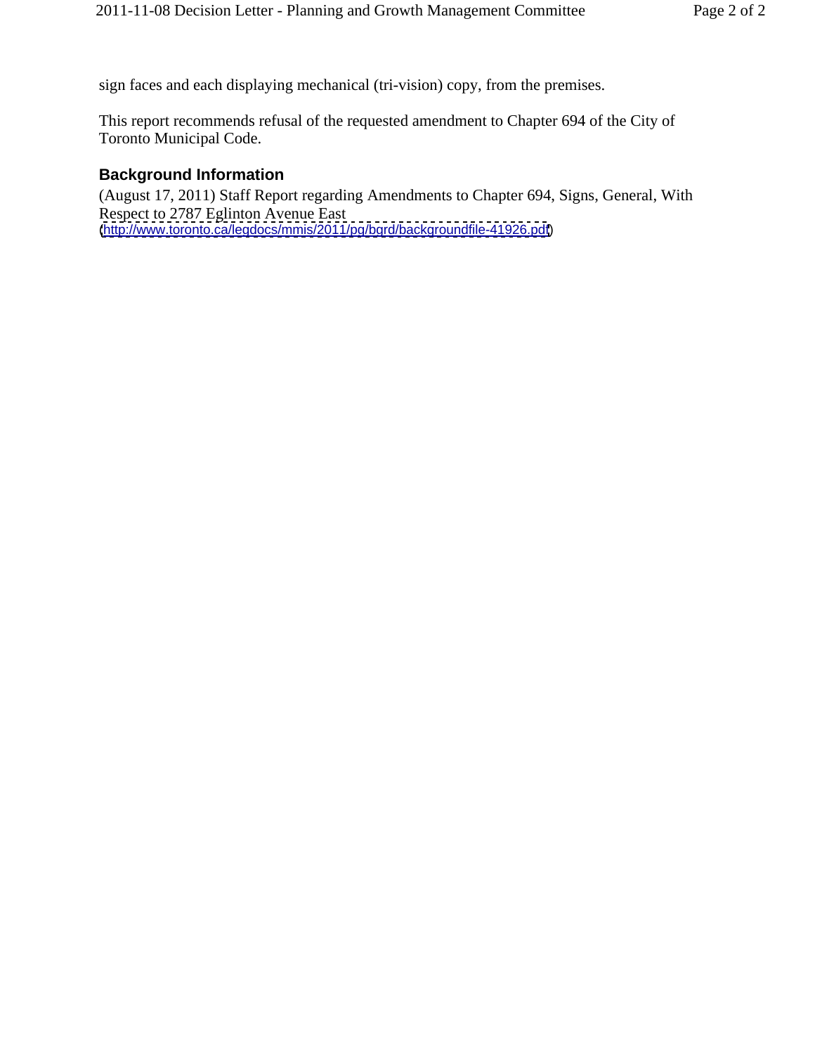sign faces and each displaying mechanical (tri-vision) copy, from the premises.

This report recommends refusal of the requested amendment to Chapter 694 of the City of Toronto Municipal Code.

## Background Information

(August 17, 2011) Staff Report regarding Amendments to Chapter 694, Signs, General, With Respect to 2787 Eglinton Avenue East
(http://www.toronto.ca/legdocs/mmis/2011/pg/bgrd/backgroundfile-41926.pdf)